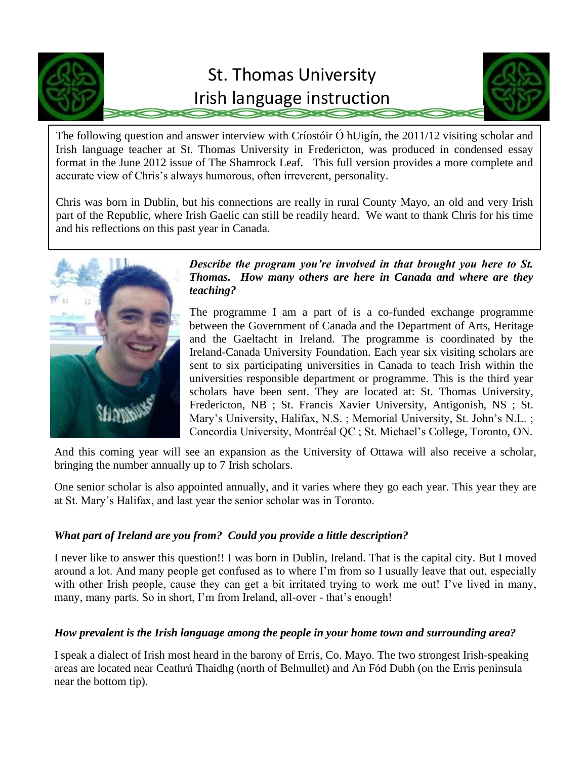# St. Thomas University Irish language instruction

The following question and answer interview with Críostóir Ó hUigín, the 2011/12 visiting scholar and Irish language teacher at St. Thomas University in Fredericton, was produced in condensed essay format in the June 2012 issue of The Shamrock Leaf. This full version provides a more complete and accurate view of Chris's always humorous, often irreverent, personality.

Chris was born in Dublin, but his connections are really in rural County Mayo, an old and very Irish part of the Republic, where Irish Gaelic can still be readily heard. We want to thank Chris for his time and his reflections on this past year in Canada.

***Describe the program you're involved in that brought you here to St. Thomas. How many others are here in Canada and where are they teaching?***

The programme I am a part of is a co-funded exchange programme between the Government of Canada and the Department of Arts, Heritage and the Gaeltacht in Ireland. The programme is coordinated by the Ireland-Canada University Foundation. Each year six visiting scholars are sent to six participating universities in Canada to teach Irish within the universities responsible department or programme. This is the third year scholars have been sent. They are located at: St. Thomas University, Fredericton, NB ; St. Francis Xavier University, Antigonish, NS ; St. Mary's University, Halifax, N.S. ; Memorial University, St. John's N.L. ; Concordia University, Montréal QC ; St. Michael's College, Toronto, ON.

And this coming year will see an expansion as the University of Ottawa will also receive a scholar, bringing the number annually up to 7 Irish scholars.

One senior scholar is also appointed annually, and it varies where they go each year. This year they are at St. Mary's Halifax, and last year the senior scholar was in Toronto.

***What part of Ireland are you from? Could you provide a little description?***

I never like to answer this question!! I was born in Dublin, Ireland. That is the capital city. But I moved around a lot. And many people get confused as to where I'm from so I usually leave that out, especially with other Irish people, cause they can get a bit irritated trying to work me out! I've lived in many, many, many parts. So in short, I'm from Ireland, all-over - that's enough!

***How prevalent is the Irish language among the people in your home town and surrounding area?***

I speak a dialect of Irish most heard in the barony of Erris, Co. Mayo. The two strongest Irish-speaking areas are located near Ceathrú Thaidhg (north of Belmullet) and An Fód Dubh (on the Erris peninsula near the bottom tip).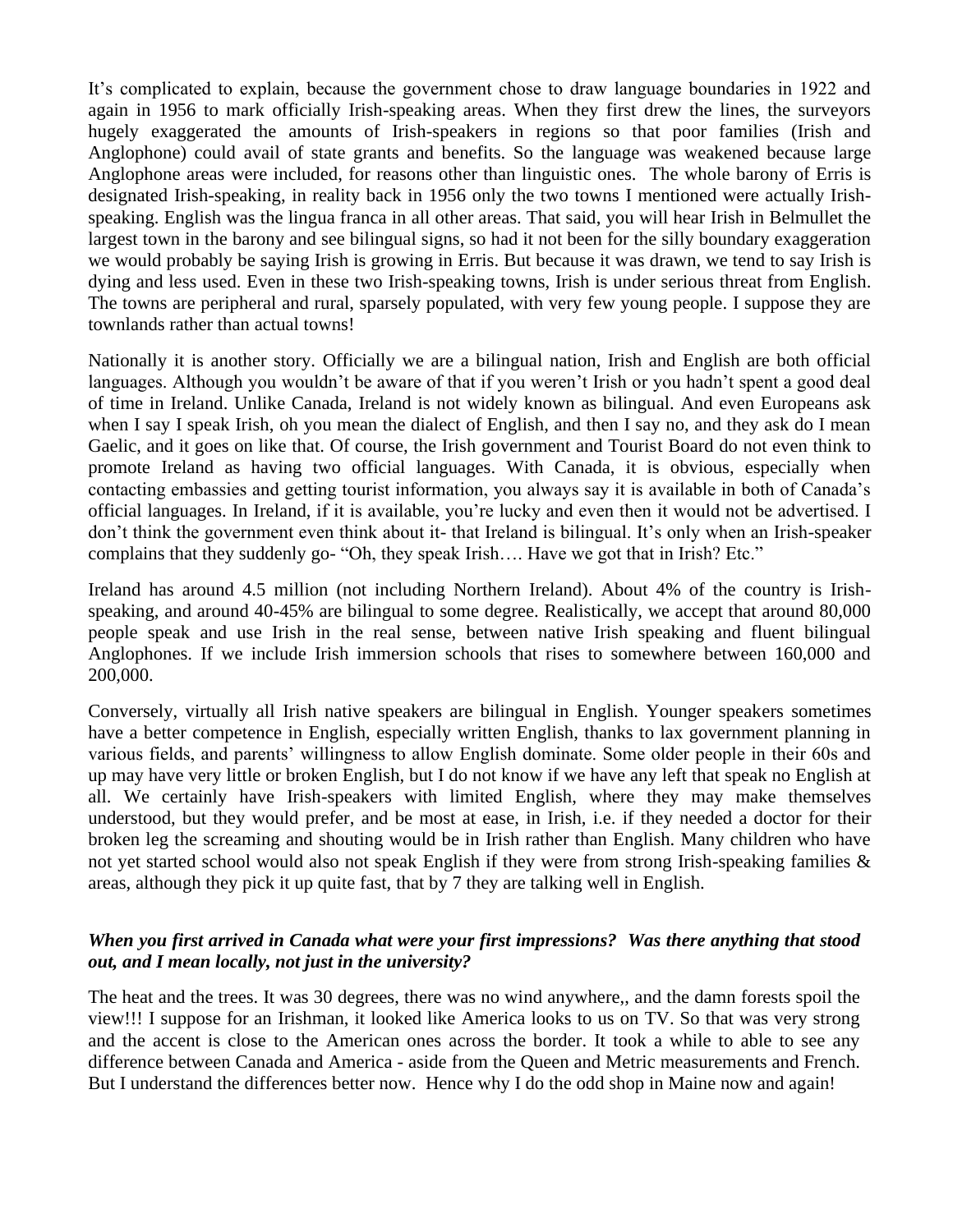It's complicated to explain, because the government chose to draw language boundaries in 1922 and again in 1956 to mark officially Irish-speaking areas. When they first drew the lines, the surveyors hugely exaggerated the amounts of Irish-speakers in regions so that poor families (Irish and Anglophone) could avail of state grants and benefits. So the language was weakened because large Anglophone areas were included, for reasons other than linguistic ones. The whole barony of Erris is designated Irish-speaking, in reality back in 1956 only the two towns I mentioned were actually Irish-speaking. English was the lingua franca in all other areas. That said, you will hear Irish in Belmullet the largest town in the barony and see bilingual signs, so had it not been for the silly boundary exaggeration we would probably be saying Irish is growing in Erris. But because it was drawn, we tend to say Irish is dying and less used. Even in these two Irish-speaking towns, Irish is under serious threat from English. The towns are peripheral and rural, sparsely populated, with very few young people. I suppose they are townlands rather than actual towns!

Nationally it is another story. Officially we are a bilingual nation, Irish and English are both official languages. Although you wouldn't be aware of that if you weren't Irish or you hadn't spent a good deal of time in Ireland. Unlike Canada, Ireland is not widely known as bilingual. And even Europeans ask when I say I speak Irish, oh you mean the dialect of English, and then I say no, and they ask do I mean Gaelic, and it goes on like that. Of course, the Irish government and Tourist Board do not even think to promote Ireland as having two official languages. With Canada, it is obvious, especially when contacting embassies and getting tourist information, you always say it is available in both of Canada's official languages. In Ireland, if it is available, you're lucky and even then it would not be advertised. I don't think the government even think about it- that Ireland is bilingual. It's only when an Irish-speaker complains that they suddenly go- "Oh, they speak Irish…. Have we got that in Irish? Etc."

Ireland has around 4.5 million (not including Northern Ireland). About 4% of the country is Irish-speaking, and around 40-45% are bilingual to some degree. Realistically, we accept that around 80,000 people speak and use Irish in the real sense, between native Irish speaking and fluent bilingual Anglophones. If we include Irish immersion schools that rises to somewhere between 160,000 and 200,000.

Conversely, virtually all Irish native speakers are bilingual in English. Younger speakers sometimes have a better competence in English, especially written English, thanks to lax government planning in various fields, and parents' willingness to allow English dominate. Some older people in their 60s and up may have very little or broken English, but I do not know if we have any left that speak no English at all. We certainly have Irish-speakers with limited English, where they may make themselves understood, but they would prefer, and be most at ease, in Irish, i.e. if they needed a doctor for their broken leg the screaming and shouting would be in Irish rather than English. Many children who have not yet started school would also not speak English if they were from strong Irish-speaking families & areas, although they pick it up quite fast, that by 7 they are talking well in English.

***When you first arrived in Canada what were your first impressions? Was there anything that stood out, and I mean locally, not just in the university?***

The heat and the trees. It was 30 degrees, there was no wind anywhere,, and the damn forests spoil the view!!! I suppose for an Irishman, it looked like America looks to us on TV. So that was very strong and the accent is close to the American ones across the border. It took a while to able to see any difference between Canada and America - aside from the Queen and Metric measurements and French. But I understand the differences better now. Hence why I do the odd shop in Maine now and again!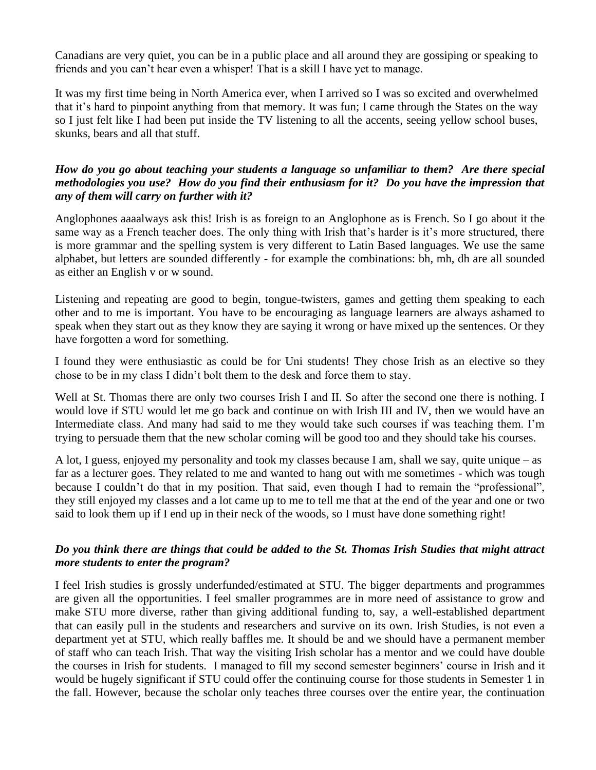Canadians are very quiet, you can be in a public place and all around they are gossiping or speaking to friends and you can't hear even a whisper! That is a skill I have yet to manage.

It was my first time being in North America ever, when I arrived so I was so excited and overwhelmed that it's hard to pinpoint anything from that memory. It was fun; I came through the States on the way so I just felt like I had been put inside the TV listening to all the accents, seeing yellow school buses, skunks, bears and all that stuff.

***How do you go about teaching your students a language so unfamiliar to them? Are there special methodologies you use? How do you find their enthusiasm for it? Do you have the impression that any of them will carry on further with it?***

Anglophones aaaalways ask this! Irish is as foreign to an Anglophone as is French. So I go about it the same way as a French teacher does. The only thing with Irish that's harder is it's more structured, there is more grammar and the spelling system is very different to Latin Based languages. We use the same alphabet, but letters are sounded differently - for example the combinations: bh, mh, dh are all sounded as either an English v or w sound.

Listening and repeating are good to begin, tongue-twisters, games and getting them speaking to each other and to me is important. You have to be encouraging as language learners are always ashamed to speak when they start out as they know they are saying it wrong or have mixed up the sentences. Or they have forgotten a word for something.

I found they were enthusiastic as could be for Uni students! They chose Irish as an elective so they chose to be in my class I didn't bolt them to the desk and force them to stay.

Well at St. Thomas there are only two courses Irish I and II. So after the second one there is nothing. I would love if STU would let me go back and continue on with Irish III and IV, then we would have an Intermediate class. And many had said to me they would take such courses if was teaching them. I'm trying to persuade them that the new scholar coming will be good too and they should take his courses.

A lot, I guess, enjoyed my personality and took my classes because I am, shall we say, quite unique – as far as a lecturer goes. They related to me and wanted to hang out with me sometimes - which was tough because I couldn't do that in my position. That said, even though I had to remain the "professional", they still enjoyed my classes and a lot came up to me to tell me that at the end of the year and one or two said to look them up if I end up in their neck of the woods, so I must have done something right!

***Do you think there are things that could be added to the St. Thomas Irish Studies that might attract more students to enter the program?***

I feel Irish studies is grossly underfunded/estimated at STU. The bigger departments and programmes are given all the opportunities. I feel smaller programmes are in more need of assistance to grow and make STU more diverse, rather than giving additional funding to, say, a well-established department that can easily pull in the students and researchers and survive on its own. Irish Studies, is not even a department yet at STU, which really baffles me. It should be and we should have a permanent member of staff who can teach Irish. That way the visiting Irish scholar has a mentor and we could have double the courses in Irish for students. I managed to fill my second semester beginners' course in Irish and it would be hugely significant if STU could offer the continuing course for those students in Semester 1 in the fall. However, because the scholar only teaches three courses over the entire year, the continuation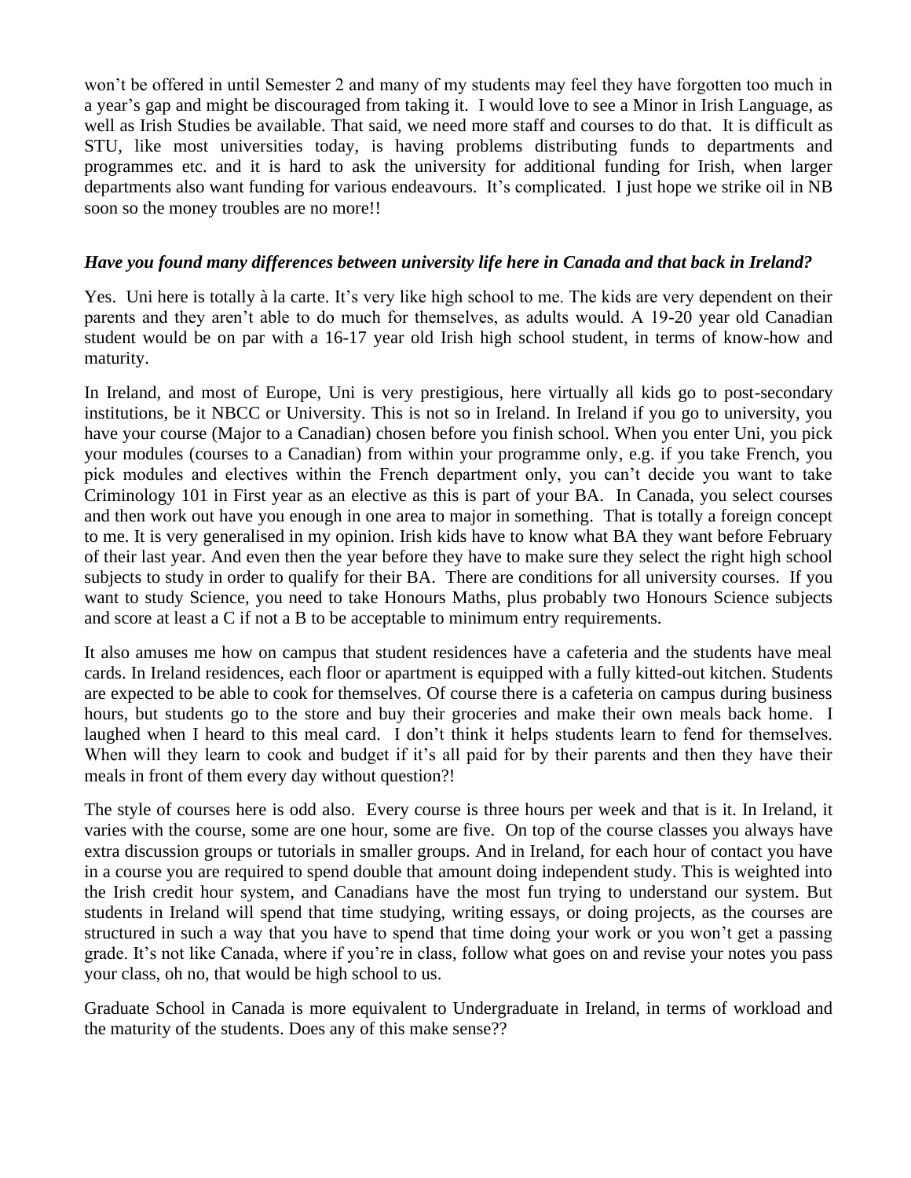won't be offered in until Semester 2 and many of my students may feel they have forgotten too much in a year's gap and might be discouraged from taking it. I would love to see a Minor in Irish Language, as well as Irish Studies be available. That said, we need more staff and courses to do that. It is difficult as STU, like most universities today, is having problems distributing funds to departments and programmes etc. and it is hard to ask the university for additional funding for Irish, when larger departments also want funding for various endeavours. It's complicated. I just hope we strike oil in NB soon so the money troubles are no more!!

***Have you found many differences between university life here in Canada and that back in Ireland?***

Yes. Uni here is totally à la carte. It's very like high school to me. The kids are very dependent on their parents and they aren't able to do much for themselves, as adults would. A 19-20 year old Canadian student would be on par with a 16-17 year old Irish high school student, in terms of know-how and maturity.

In Ireland, and most of Europe, Uni is very prestigious, here virtually all kids go to post-secondary institutions, be it NBCC or University. This is not so in Ireland. In Ireland if you go to university, you have your course (Major to a Canadian) chosen before you finish school. When you enter Uni, you pick your modules (courses to a Canadian) from within your programme only, e.g. if you take French, you pick modules and electives within the French department only, you can't decide you want to take Criminology 101 in First year as an elective as this is part of your BA. In Canada, you select courses and then work out have you enough in one area to major in something. That is totally a foreign concept to me. It is very generalised in my opinion. Irish kids have to know what BA they want before February of their last year. And even then the year before they have to make sure they select the right high school subjects to study in order to qualify for their BA. There are conditions for all university courses. If you want to study Science, you need to take Honours Maths, plus probably two Honours Science subjects and score at least a C if not a B to be acceptable to minimum entry requirements.

It also amuses me how on campus that student residences have a cafeteria and the students have meal cards. In Ireland residences, each floor or apartment is equipped with a fully kitted-out kitchen. Students are expected to be able to cook for themselves. Of course there is a cafeteria on campus during business hours, but students go to the store and buy their groceries and make their own meals back home. I laughed when I heard to this meal card. I don't think it helps students learn to fend for themselves. When will they learn to cook and budget if it's all paid for by their parents and then they have their meals in front of them every day without question?!

The style of courses here is odd also. Every course is three hours per week and that is it. In Ireland, it varies with the course, some are one hour, some are five. On top of the course classes you always have extra discussion groups or tutorials in smaller groups. And in Ireland, for each hour of contact you have in a course you are required to spend double that amount doing independent study. This is weighted into the Irish credit hour system, and Canadians have the most fun trying to understand our system. But students in Ireland will spend that time studying, writing essays, or doing projects, as the courses are structured in such a way that you have to spend that time doing your work or you won't get a passing grade. It's not like Canada, where if you're in class, follow what goes on and revise your notes you pass your class, oh no, that would be high school to us.

Graduate School in Canada is more equivalent to Undergraduate in Ireland, in terms of workload and the maturity of the students. Does any of this make sense??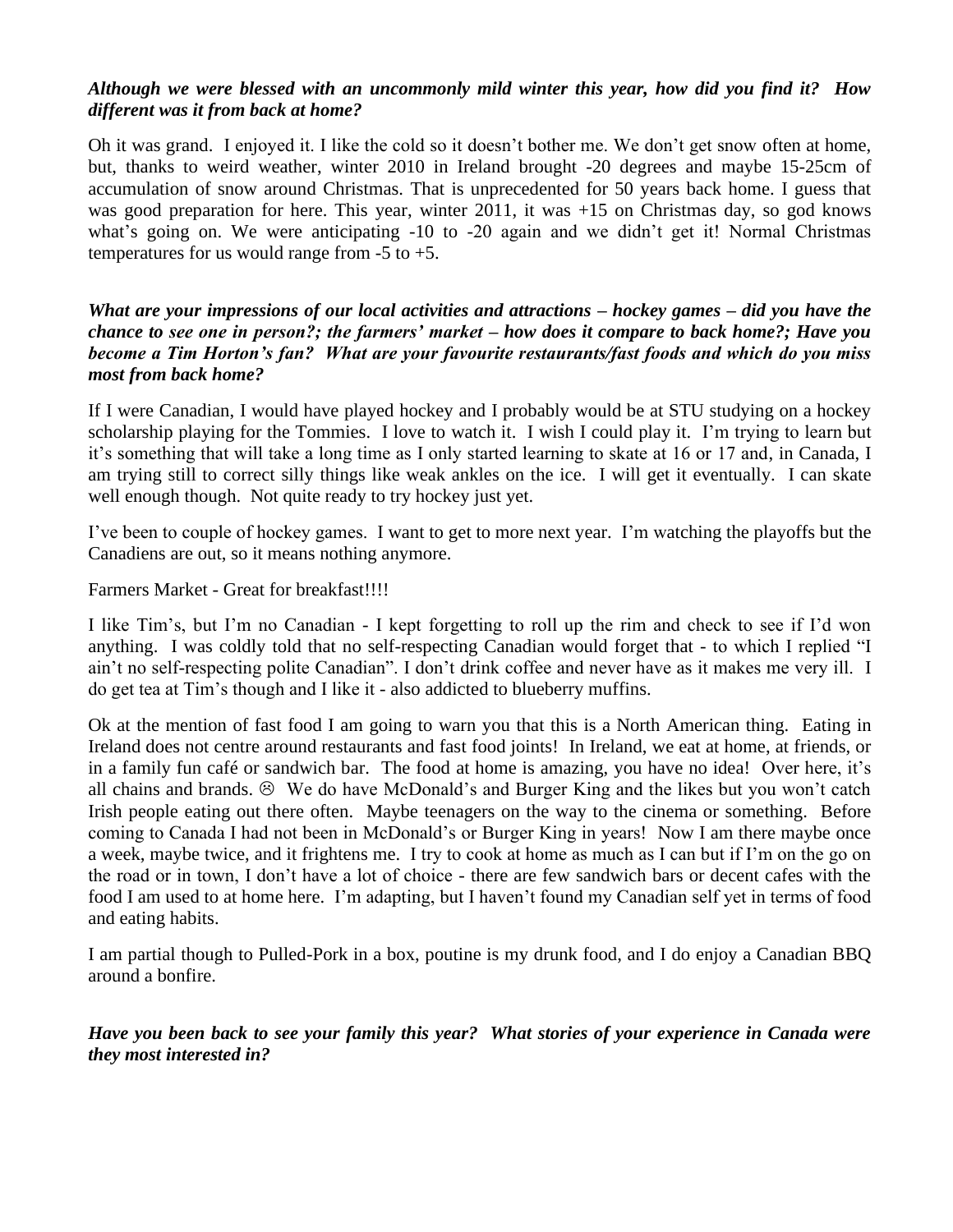***Although we were blessed with an uncommonly mild winter this year, how did you find it? How different was it from back at home?***

Oh it was grand. I enjoyed it. I like the cold so it doesn't bother me. We don't get snow often at home, but, thanks to weird weather, winter 2010 in Ireland brought -20 degrees and maybe 15-25cm of accumulation of snow around Christmas. That is unprecedented for 50 years back home. I guess that was good preparation for here. This year, winter 2011, it was +15 on Christmas day, so god knows what's going on. We were anticipating -10 to -20 again and we didn't get it! Normal Christmas temperatures for us would range from -5 to +5.

***What are your impressions of our local activities and attractions – hockey games – did you have the chance to see one in person?; the farmers' market – how does it compare to back home?; Have you become a Tim Horton's fan? What are your favourite restaurants/fast foods and which do you miss most from back home?***

If I were Canadian, I would have played hockey and I probably would be at STU studying on a hockey scholarship playing for the Tommies. I love to watch it. I wish I could play it. I'm trying to learn but it's something that will take a long time as I only started learning to skate at 16 or 17 and, in Canada, I am trying still to correct silly things like weak ankles on the ice. I will get it eventually. I can skate well enough though. Not quite ready to try hockey just yet.

I've been to couple of hockey games. I want to get to more next year. I'm watching the playoffs but the Canadiens are out, so it means nothing anymore.

Farmers Market - Great for breakfast!!!!

I like Tim's, but I'm no Canadian - I kept forgetting to roll up the rim and check to see if I'd won anything. I was coldly told that no self-respecting Canadian would forget that - to which I replied "I ain't no self-respecting polite Canadian". I don't drink coffee and never have as it makes me very ill. I do get tea at Tim's though and I like it - also addicted to blueberry muffins.

Ok at the mention of fast food I am going to warn you that this is a North American thing. Eating in Ireland does not centre around restaurants and fast food joints! In Ireland, we eat at home, at friends, or in a family fun café or sandwich bar. The food at home is amazing, you have no idea! Over here, it's all chains and brands. ☹ We do have McDonald's and Burger King and the likes but you won't catch Irish people eating out there often. Maybe teenagers on the way to the cinema or something. Before coming to Canada I had not been in McDonald's or Burger King in years! Now I am there maybe once a week, maybe twice, and it frightens me. I try to cook at home as much as I can but if I'm on the go on the road or in town, I don't have a lot of choice - there are few sandwich bars or decent cafes with the food I am used to at home here. I'm adapting, but I haven't found my Canadian self yet in terms of food and eating habits.

I am partial though to Pulled-Pork in a box, poutine is my drunk food, and I do enjoy a Canadian BBQ around a bonfire.

***Have you been back to see your family this year? What stories of your experience in Canada were they most interested in?***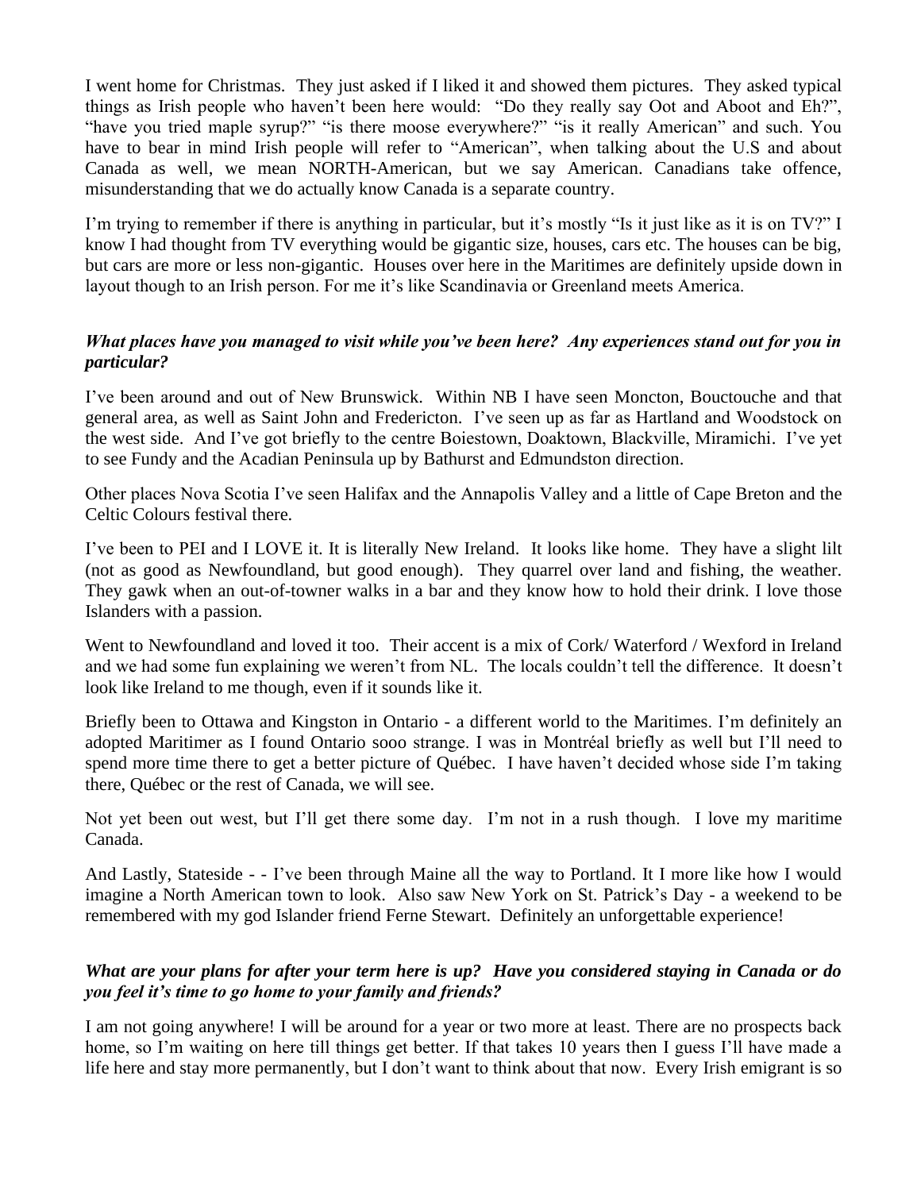I went home for Christmas. They just asked if I liked it and showed them pictures. They asked typical things as Irish people who haven't been here would: "Do they really say Oot and Aboot and Eh?", "have you tried maple syrup?" "is there moose everywhere?" "is it really American" and such. You have to bear in mind Irish people will refer to "American", when talking about the U.S and about Canada as well, we mean NORTH-American, but we say American. Canadians take offence, misunderstanding that we do actually know Canada is a separate country.

I'm trying to remember if there is anything in particular, but it's mostly "Is it just like as it is on TV?" I know I had thought from TV everything would be gigantic size, houses, cars etc. The houses can be big, but cars are more or less non-gigantic. Houses over here in the Maritimes are definitely upside down in layout though to an Irish person. For me it's like Scandinavia or Greenland meets America.

***What places have you managed to visit while you've been here? Any experiences stand out for you in particular?***

I've been around and out of New Brunswick. Within NB I have seen Moncton, Bouctouche and that general area, as well as Saint John and Fredericton. I've seen up as far as Hartland and Woodstock on the west side. And I've got briefly to the centre Boiestown, Doaktown, Blackville, Miramichi. I've yet to see Fundy and the Acadian Peninsula up by Bathurst and Edmundston direction.

Other places Nova Scotia I've seen Halifax and the Annapolis Valley and a little of Cape Breton and the Celtic Colours festival there.

I've been to PEI and I LOVE it. It is literally New Ireland. It looks like home. They have a slight lilt (not as good as Newfoundland, but good enough). They quarrel over land and fishing, the weather. They gawk when an out-of-towner walks in a bar and they know how to hold their drink. I love those Islanders with a passion.

Went to Newfoundland and loved it too. Their accent is a mix of Cork/ Waterford / Wexford in Ireland and we had some fun explaining we weren't from NL. The locals couldn't tell the difference. It doesn't look like Ireland to me though, even if it sounds like it.

Briefly been to Ottawa and Kingston in Ontario - a different world to the Maritimes. I'm definitely an adopted Maritimer as I found Ontario sooo strange. I was in Montréal briefly as well but I'll need to spend more time there to get a better picture of Québec. I have haven't decided whose side I'm taking there, Québec or the rest of Canada, we will see.

Not yet been out west, but I'll get there some day. I'm not in a rush though. I love my maritime Canada.

And Lastly, Stateside - - I've been through Maine all the way to Portland. It I more like how I would imagine a North American town to look. Also saw New York on St. Patrick's Day - a weekend to be remembered with my god Islander friend Ferne Stewart. Definitely an unforgettable experience!

***What are your plans for after your term here is up? Have you considered staying in Canada or do you feel it's time to go home to your family and friends?***

I am not going anywhere! I will be around for a year or two more at least. There are no prospects back home, so I'm waiting on here till things get better. If that takes 10 years then I guess I'll have made a life here and stay more permanently, but I don't want to think about that now. Every Irish emigrant is so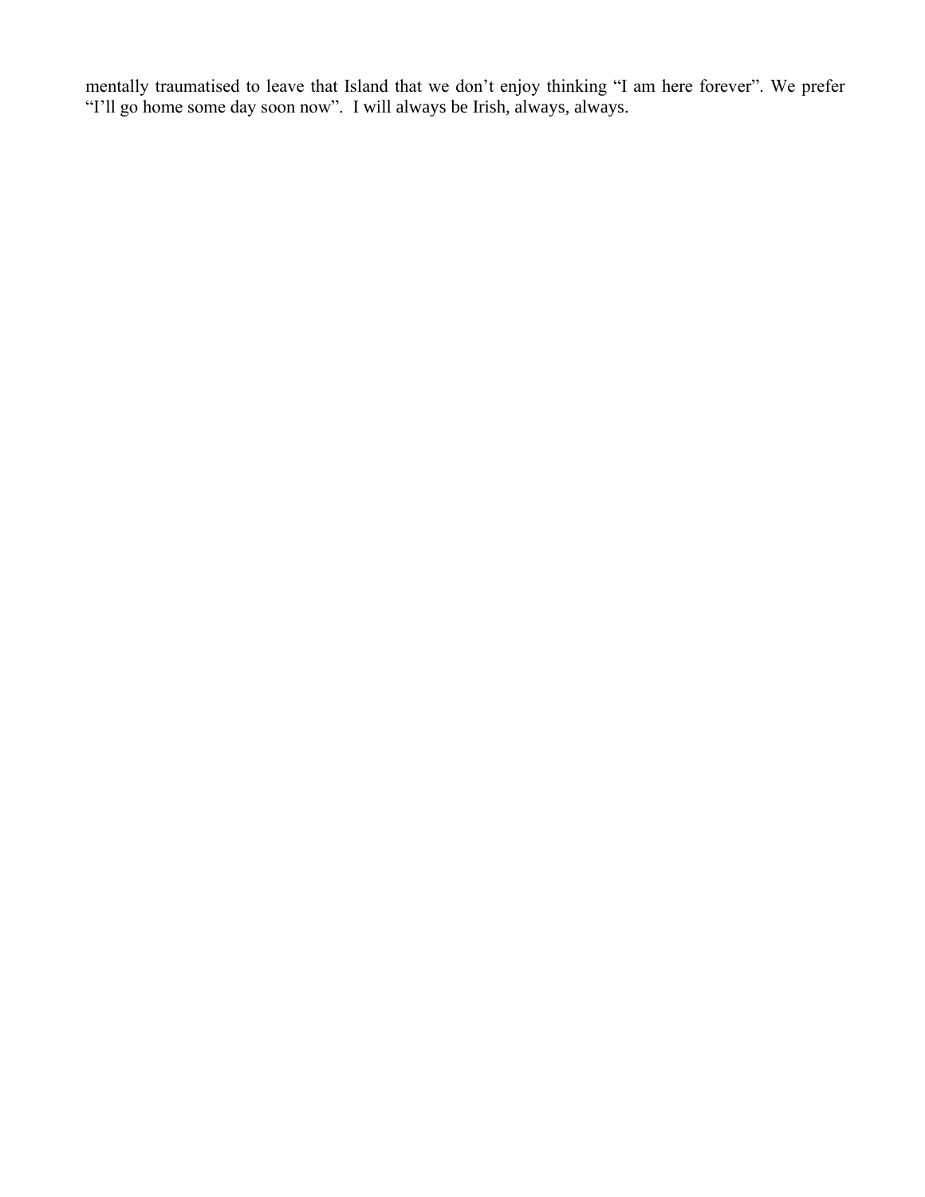mentally traumatised to leave that Island that we don't enjoy thinking "I am here forever". We prefer "I'll go home some day soon now". I will always be Irish, always, always.